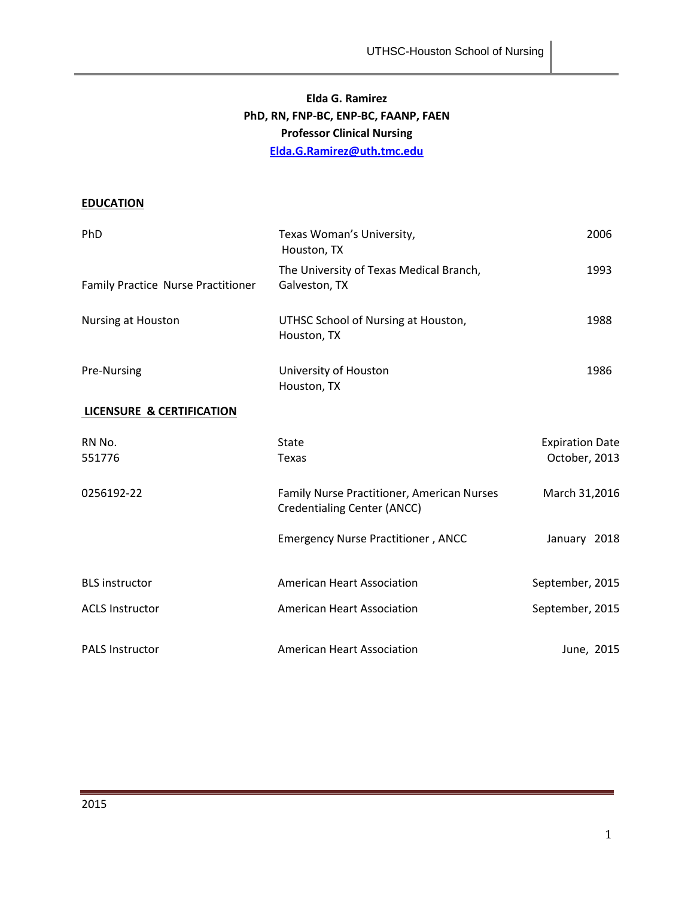**Elda G. Ramirez**
**PhD, RN, FNP-BC, ENP-BC, FAANP, FAEN**
**Professor Clinical Nursing**
**Elda.G.Ramirez@uth.tmc.edu**

## EDUCATION

| | | |
|---|---|---|
| PhD | Texas Woman's University, Houston, TX | 2006 |
| Family Practice Nurse Practitioner | The University of Texas Medical Branch, Galveston, TX | 1993 |
| Nursing at Houston | UTHSC School of Nursing at Houston, Houston, TX | 1988 |
| Pre-Nursing | University of Houston Houston, TX | 1986 |

## LICENSURE & CERTIFICATION

| RN No. | State | Expiration Date |
|---|---|---|
| 551776 | Texas | October, 2013 |
| 0256192-22 | Family Nurse Practitioner, American Nurses Credentialing Center (ANCC) | March 31,2016 |
| | Emergency Nurse Practitioner , ANCC | January 2018 |
| BLS instructor | American Heart Association | September, 2015 |
| ACLS Instructor | American Heart Association | September, 2015 |
| PALS Instructor | American Heart Association | June, 2015 |

2015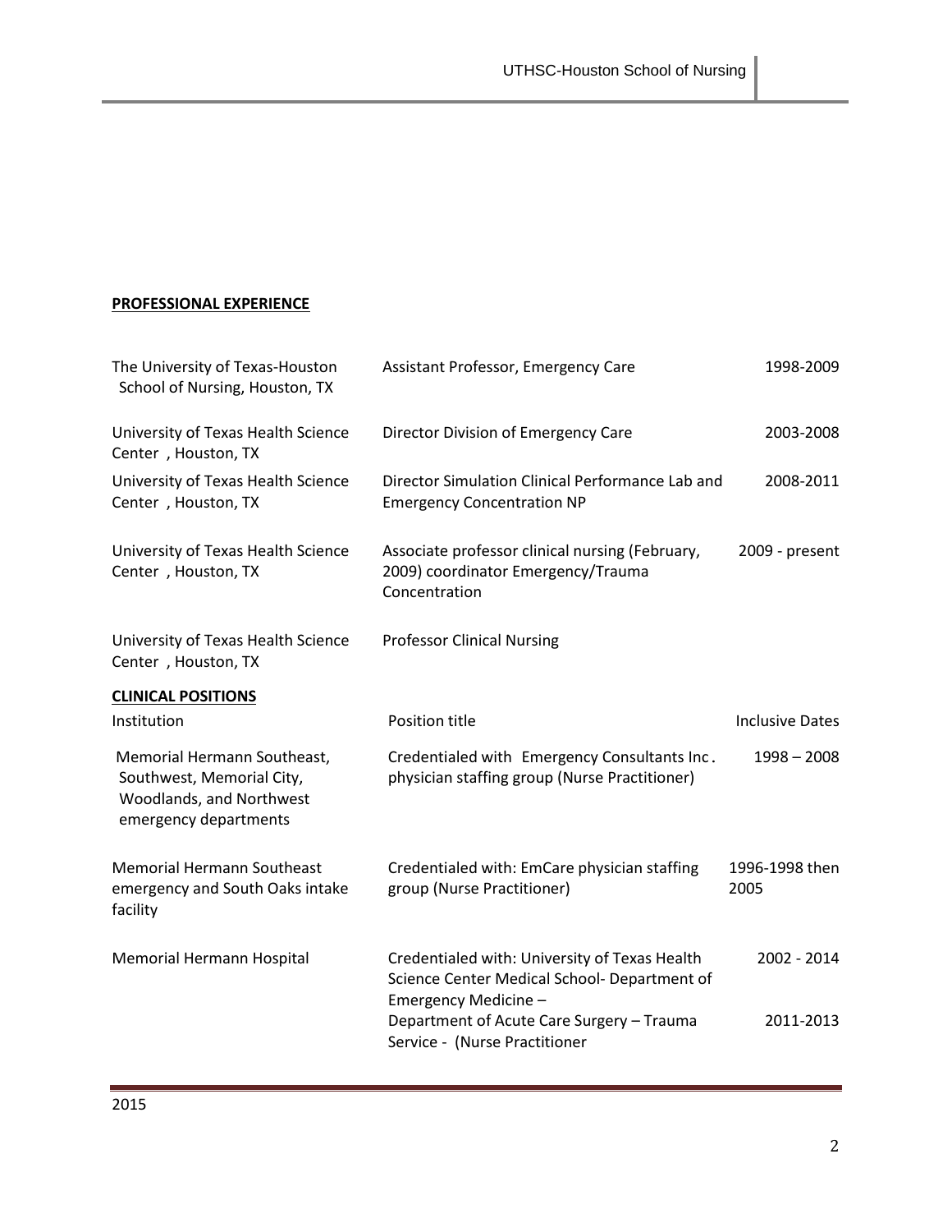**PROFESSIONAL EXPERIENCE**

| | | |
|---|---|---|
| The University of Texas-Houston School of Nursing, Houston, TX | Assistant Professor, Emergency Care | 1998-2009 |
| University of Texas Health Science Center , Houston, TX | Director Division of Emergency Care | 2003-2008 |
| University of Texas Health Science Center , Houston, TX | Director Simulation Clinical Performance Lab and Emergency Concentration NP | 2008-2011 |
| University of Texas Health Science Center , Houston, TX | Associate professor clinical nursing (February, 2009) coordinator Emergency/Trauma Concentration | 2009 - present |
| University of Texas Health Science Center , Houston, TX | Professor Clinical Nursing | |

**CLINICAL POSITIONS**

| Institution | Position title | Inclusive Dates |
|---|---|---|
| Memorial Hermann Southeast, Southwest, Memorial City, Woodlands, and Northwest emergency departments | Credentialed with Emergency Consultants Inc. physician staffing group (Nurse Practitioner) | 1998 – 2008 |
| Memorial Hermann Southeast emergency and South Oaks intake facility | Credentialed with: EmCare physician staffing group (Nurse Practitioner) | 1996-1998 then 2005 |
| Memorial Hermann Hospital | Credentialed with: University of Texas Health Science Center Medical School- Department of Emergency Medicine – | 2002 - 2014 |
| | Department of Acute Care Surgery – Trauma Service - (Nurse Practitioner | 2011-2013 |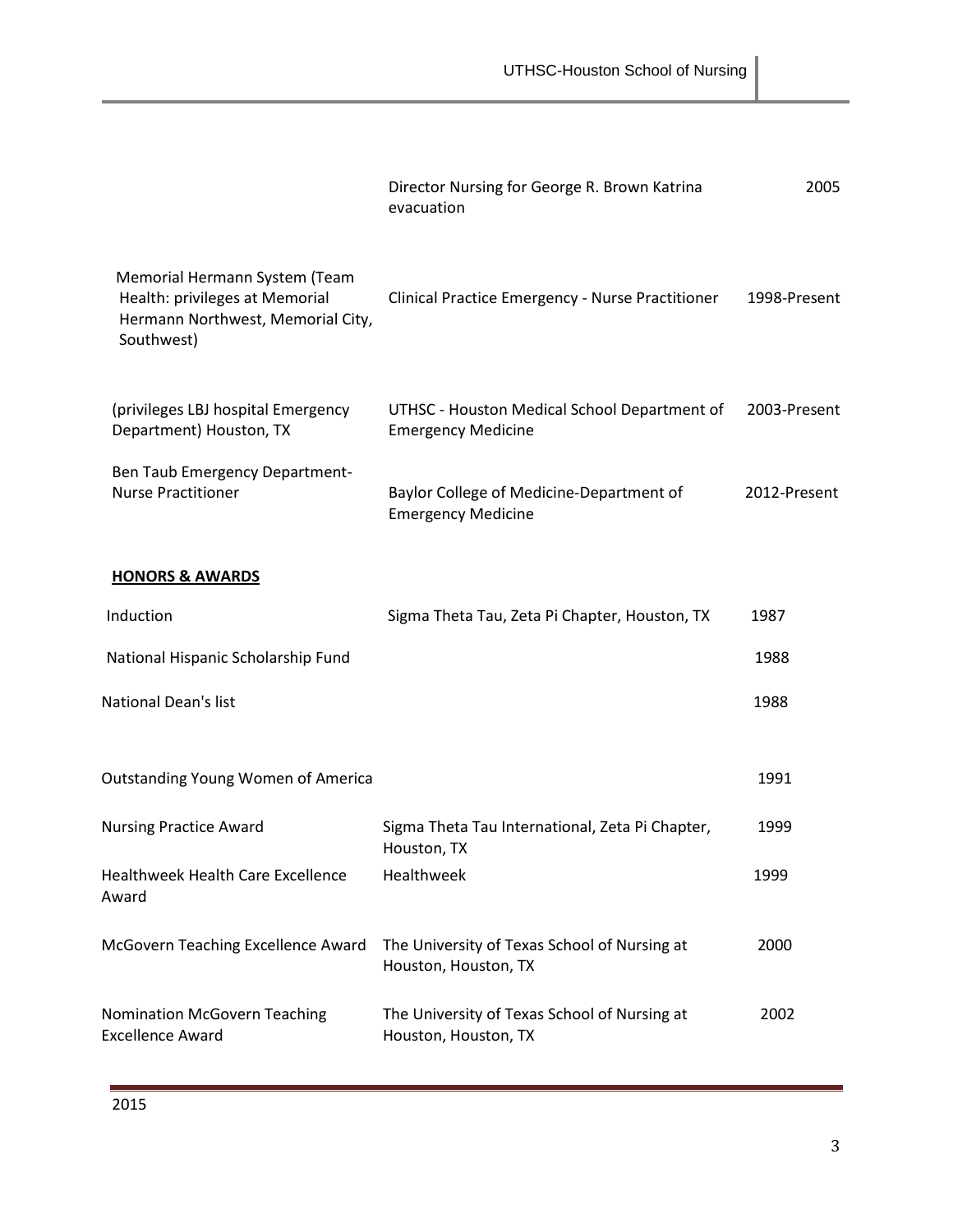| | | |
|---|---|---|
| | Director Nursing for George R. Brown Katrina evacuation | 2005 |
| Memorial Hermann System (Team Health: privileges at Memorial Hermann Northwest, Memorial City, Southwest) | Clinical Practice Emergency - Nurse Practitioner | 1998-Present |
| (privileges LBJ hospital Emergency Department) Houston, TX | UTHSC - Houston Medical School Department of Emergency Medicine | 2003-Present |
| Ben Taub Emergency Department-Nurse Practitioner | Baylor College of Medicine-Department of Emergency Medicine | 2012-Present |

**HONORS & AWARDS**

| | | |
|---|---|---|
| Induction | Sigma Theta Tau, Zeta Pi Chapter, Houston, TX | 1987 |
| National Hispanic Scholarship Fund | | 1988 |
| National Dean's list | | 1988 |
| Outstanding Young Women of America | | 1991 |
| Nursing Practice Award | Sigma Theta Tau International, Zeta Pi Chapter, Houston, TX | 1999 |
| Healthweek Health Care Excellence Award | Healthweek | 1999 |
| McGovern Teaching Excellence Award | The University of Texas School of Nursing at Houston, Houston, TX | 2000 |
| Nomination McGovern Teaching Excellence Award | The University of Texas School of Nursing at Houston, Houston, TX | 2002 |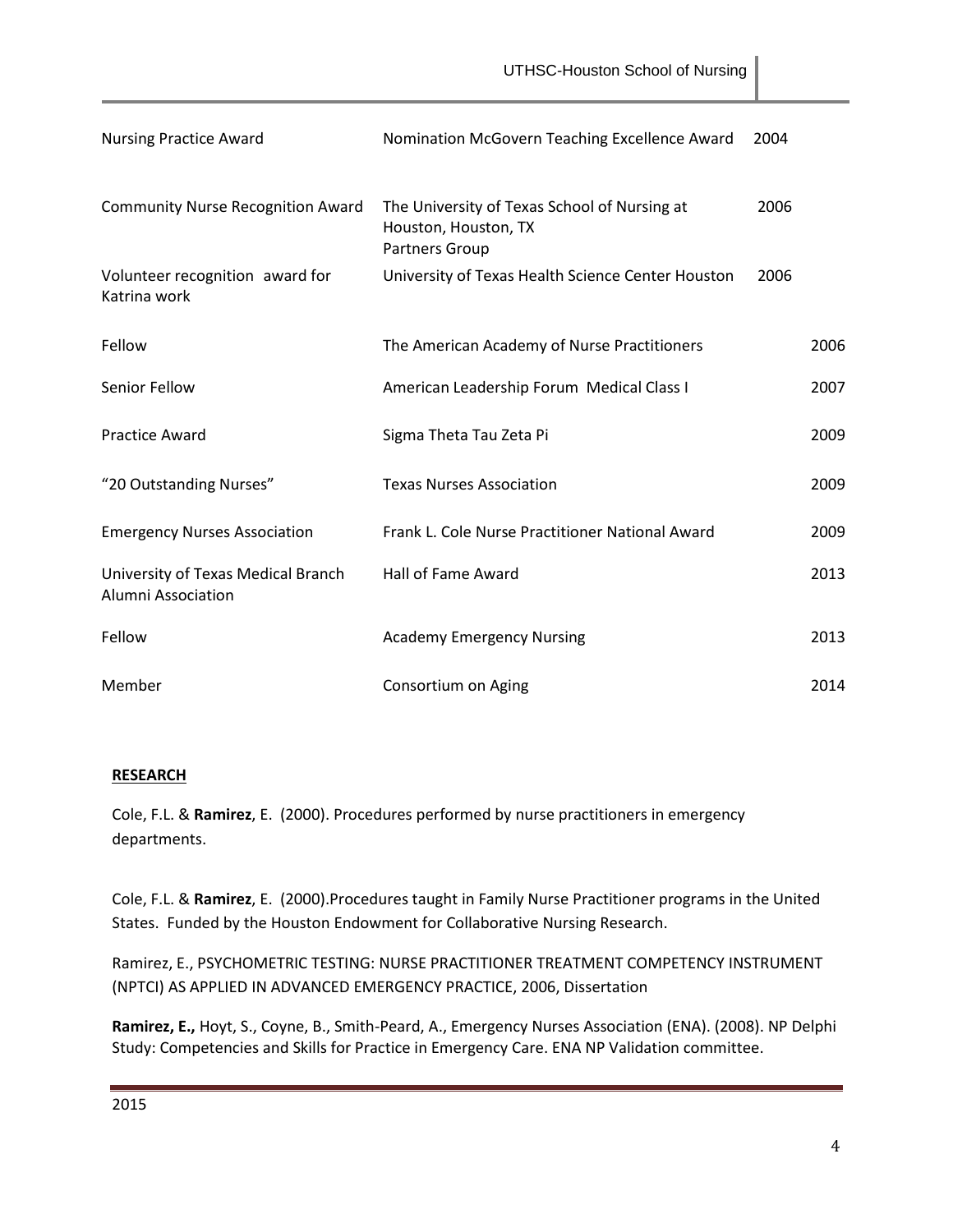| | | |
|---|---|---|
| Nursing Practice Award | Nomination McGovern Teaching Excellence Award | 2004 |
| Community Nurse Recognition Award | The University of Texas School of Nursing at Houston, Houston, TX Partners Group | 2006 |
| Volunteer recognition award for Katrina work | University of Texas Health Science Center Houston | 2006 |
| Fellow | The American Academy of Nurse Practitioners | 2006 |
| Senior Fellow | American Leadership Forum Medical Class I | 2007 |
| Practice Award | Sigma Theta Tau Zeta Pi | 2009 |
| "20 Outstanding Nurses" | Texas Nurses Association | 2009 |
| Emergency Nurses Association | Frank L. Cole Nurse Practitioner National Award | 2009 |
| University of Texas Medical Branch Alumni Association | Hall of Fame Award | 2013 |
| Fellow | Academy Emergency Nursing | 2013 |
| Member | Consortium on Aging | 2014 |

## RESEARCH

Cole, F.L. & **Ramirez**, E. (2000). Procedures performed by nurse practitioners in emergency departments.

Cole, F.L. & **Ramirez**, E. (2000).Procedures taught in Family Nurse Practitioner programs in the United States. Funded by the Houston Endowment for Collaborative Nursing Research.

Ramirez, E., PSYCHOMETRIC TESTING: NURSE PRACTITIONER TREATMENT COMPETENCY INSTRUMENT (NPTCI) AS APPLIED IN ADVANCED EMERGENCY PRACTICE, 2006, Dissertation

**Ramirez, E.,** Hoyt, S., Coyne, B., Smith-Peard, A., Emergency Nurses Association (ENA). (2008). NP Delphi Study: Competencies and Skills for Practice in Emergency Care. ENA NP Validation committee.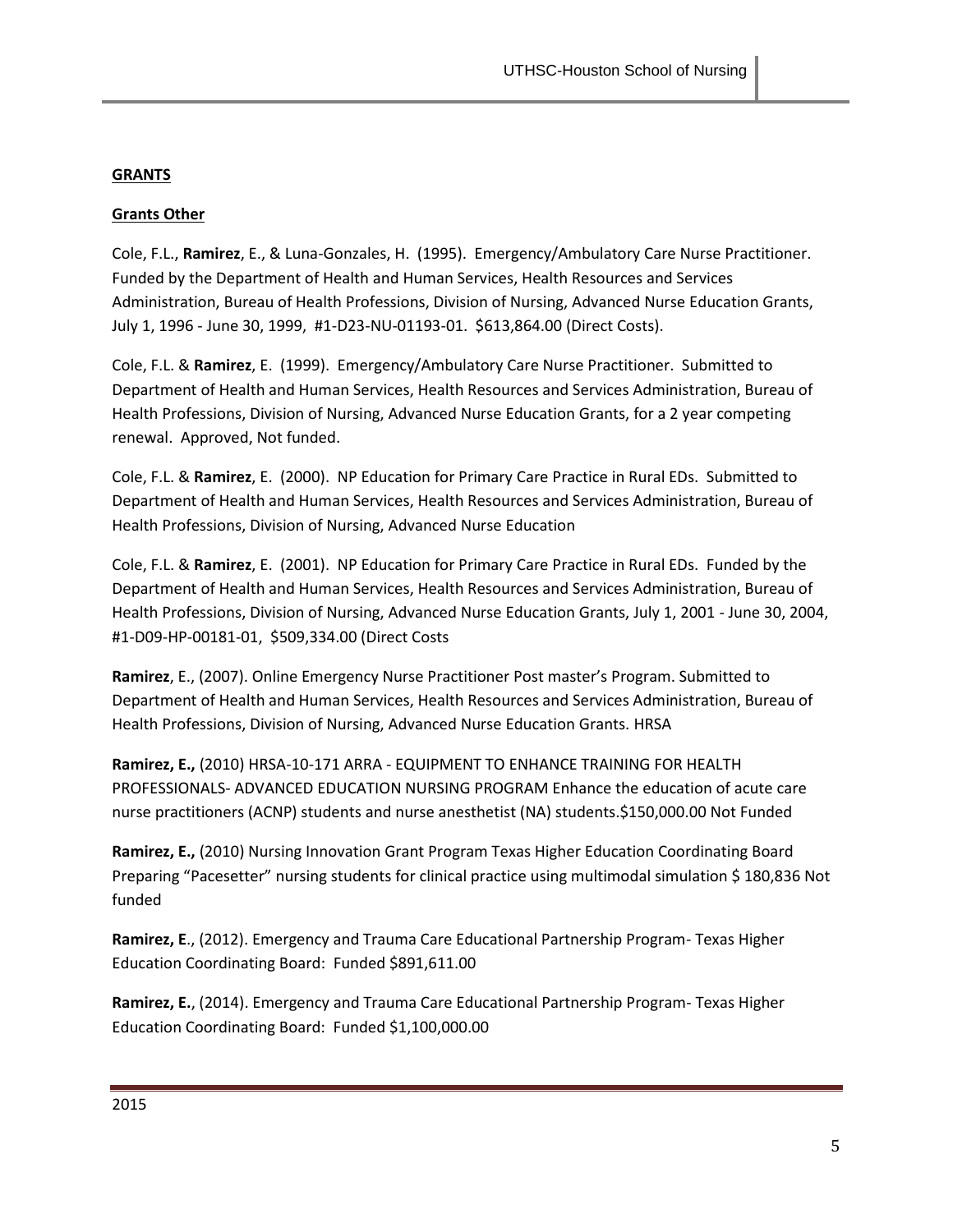**GRANTS**

**Grants Other**

Cole, F.L., **Ramirez**, E., & Luna-Gonzales, H. (1995). Emergency/Ambulatory Care Nurse Practitioner. Funded by the Department of Health and Human Services, Health Resources and Services Administration, Bureau of Health Professions, Division of Nursing, Advanced Nurse Education Grants, July 1, 1996 - June 30, 1999, #1-D23-NU-01193-01. $613,864.00 (Direct Costs).

Cole, F.L. & **Ramirez**, E. (1999). Emergency/Ambulatory Care Nurse Practitioner. Submitted to Department of Health and Human Services, Health Resources and Services Administration, Bureau of Health Professions, Division of Nursing, Advanced Nurse Education Grants, for a 2 year competing renewal. Approved, Not funded.

Cole, F.L. & **Ramirez**, E. (2000). NP Education for Primary Care Practice in Rural EDs. Submitted to Department of Health and Human Services, Health Resources and Services Administration, Bureau of Health Professions, Division of Nursing, Advanced Nurse Education

Cole, F.L. & **Ramirez**, E. (2001). NP Education for Primary Care Practice in Rural EDs. Funded by the Department of Health and Human Services, Health Resources and Services Administration, Bureau of Health Professions, Division of Nursing, Advanced Nurse Education Grants, July 1, 2001 - June 30, 2004, #1-D09-HP-00181-01, $509,334.00 (Direct Costs

**Ramirez**, E., (2007). Online Emergency Nurse Practitioner Post master's Program. Submitted to Department of Health and Human Services, Health Resources and Services Administration, Bureau of Health Professions, Division of Nursing, Advanced Nurse Education Grants. HRSA

**Ramirez, E.,** (2010) HRSA-10-171 ARRA - EQUIPMENT TO ENHANCE TRAINING FOR HEALTH PROFESSIONALS- ADVANCED EDUCATION NURSING PROGRAM Enhance the education of acute care nurse practitioners (ACNP) students and nurse anesthetist (NA) students.$150,000.00 Not Funded

**Ramirez, E.,** (2010) Nursing Innovation Grant Program Texas Higher Education Coordinating Board Preparing "Pacesetter" nursing students for clinical practice using multimodal simulation $ 180,836 Not funded

**Ramirez, E**., (2012). Emergency and Trauma Care Educational Partnership Program- Texas Higher Education Coordinating Board: Funded $891,611.00

**Ramirez, E.**, (2014). Emergency and Trauma Care Educational Partnership Program- Texas Higher Education Coordinating Board: Funded $1,100,000.00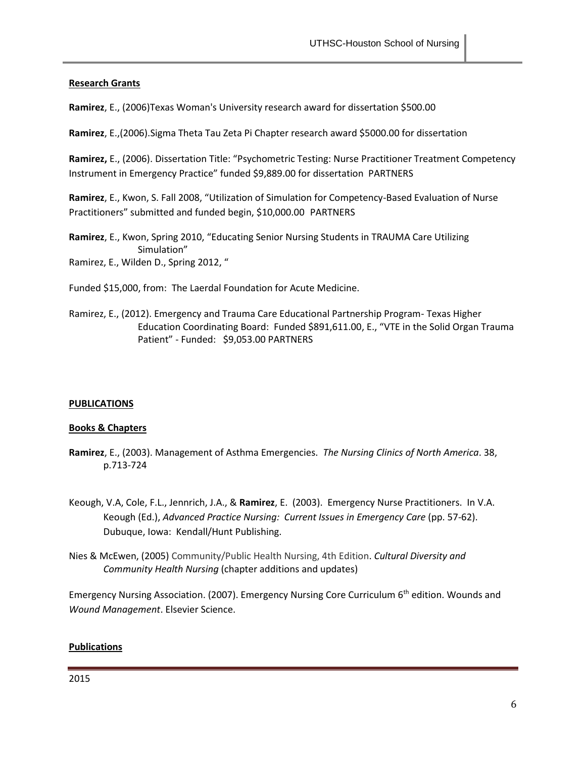**Research Grants**

**Ramirez**, E., (2006)Texas Woman's University research award for dissertation $500.00

**Ramirez**, E.,(2006).Sigma Theta Tau Zeta Pi Chapter research award $5000.00 for dissertation

**Ramirez,** E., (2006). Dissertation Title: "Psychometric Testing: Nurse Practitioner Treatment Competency Instrument in Emergency Practice" funded $9,889.00 for dissertation PARTNERS

**Ramirez**, E., Kwon, S. Fall 2008, "Utilization of Simulation for Competency-Based Evaluation of Nurse Practitioners" submitted and funded begin, $10,000.00 PARTNERS

**Ramirez**, E., Kwon, Spring 2010, "Educating Senior Nursing Students in TRAUMA Care Utilizing Simulation"
Ramirez, E., Wilden D., Spring 2012, "

Funded $15,000, from: The Laerdal Foundation for Acute Medicine.

Ramirez, E., (2012). Emergency and Trauma Care Educational Partnership Program- Texas Higher Education Coordinating Board: Funded $891,611.00, E., "VTE in the Solid Organ Trauma Patient" - Funded: $9,053.00 PARTNERS

**PUBLICATIONS**

**Books & Chapters**

**Ramirez**, E., (2003). Management of Asthma Emergencies. *The Nursing Clinics of North America*. 38, p.713-724

Keough, V.A, Cole, F.L., Jennrich, J.A., & **Ramirez**, E. (2003). Emergency Nurse Practitioners. In V.A. Keough (Ed.), *Advanced Practice Nursing: Current Issues in Emergency Care* (pp. 57-62). Dubuque, Iowa: Kendall/Hunt Publishing.

Nies & McEwen, (2005) Community/Public Health Nursing, 4th Edition. *Cultural Diversity and Community Health Nursing* (chapter additions and updates)

Emergency Nursing Association. (2007). Emergency Nursing Core Curriculum 6th edition. Wounds and *Wound Management*. Elsevier Science.

**Publications**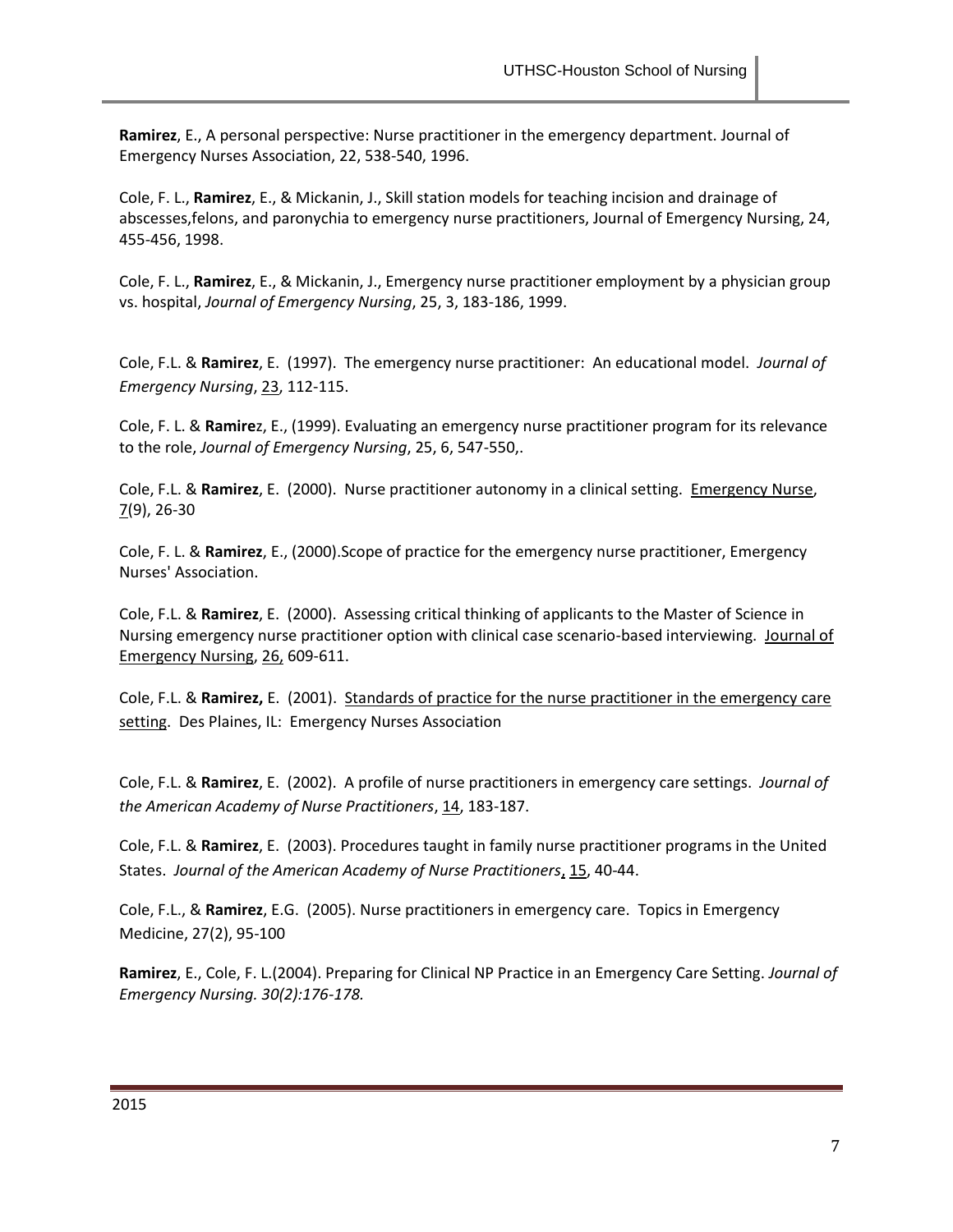**Ramirez**, E., A personal perspective: Nurse practitioner in the emergency department. Journal of Emergency Nurses Association, 22, 538-540, 1996.

Cole, F. L., **Ramirez**, E., & Mickanin, J., Skill station models for teaching incision and drainage of abscesses,felons, and paronychia to emergency nurse practitioners, Journal of Emergency Nursing, 24, 455-456, 1998.

Cole, F. L., **Ramirez**, E., & Mickanin, J., Emergency nurse practitioner employment by a physician group vs. hospital, *Journal of Emergency Nursing*, 25, 3, 183-186, 1999.

Cole, F.L. & **Ramirez**, E. (1997). The emergency nurse practitioner: An educational model. *Journal of Emergency Nursing*, 23, 112-115.

Cole, F. L. & **Ramire**z, E., (1999). Evaluating an emergency nurse practitioner program for its relevance to the role, *Journal of Emergency Nursing*, 25, 6, 547-550,.

Cole, F.L. & **Ramirez**, E. (2000). Nurse practitioner autonomy in a clinical setting. Emergency Nurse, 7(9), 26-30

Cole, F. L. & **Ramirez**, E., (2000).Scope of practice for the emergency nurse practitioner, Emergency Nurses' Association.

Cole, F.L. & **Ramirez**, E. (2000). Assessing critical thinking of applicants to the Master of Science in Nursing emergency nurse practitioner option with clinical case scenario-based interviewing. Journal of Emergency Nursing, 26, 609-611.

Cole, F.L. & **Ramirez,** E. (2001). Standards of practice for the nurse practitioner in the emergency care setting. Des Plaines, IL: Emergency Nurses Association

Cole, F.L. & **Ramirez**, E. (2002). A profile of nurse practitioners in emergency care settings. *Journal of the American Academy of Nurse Practitioners*, 14, 183-187.

Cole, F.L. & **Ramirez**, E. (2003). Procedures taught in family nurse practitioner programs in the United States. *Journal of the American Academy of Nurse Practitioners*, 15, 40-44.

Cole, F.L., & **Ramirez**, E.G. (2005). Nurse practitioners in emergency care. Topics in Emergency Medicine, 27(2), 95-100

**Ramirez**, E., Cole, F. L.(2004). Preparing for Clinical NP Practice in an Emergency Care Setting. *Journal of Emergency Nursing. 30(2):176-178.*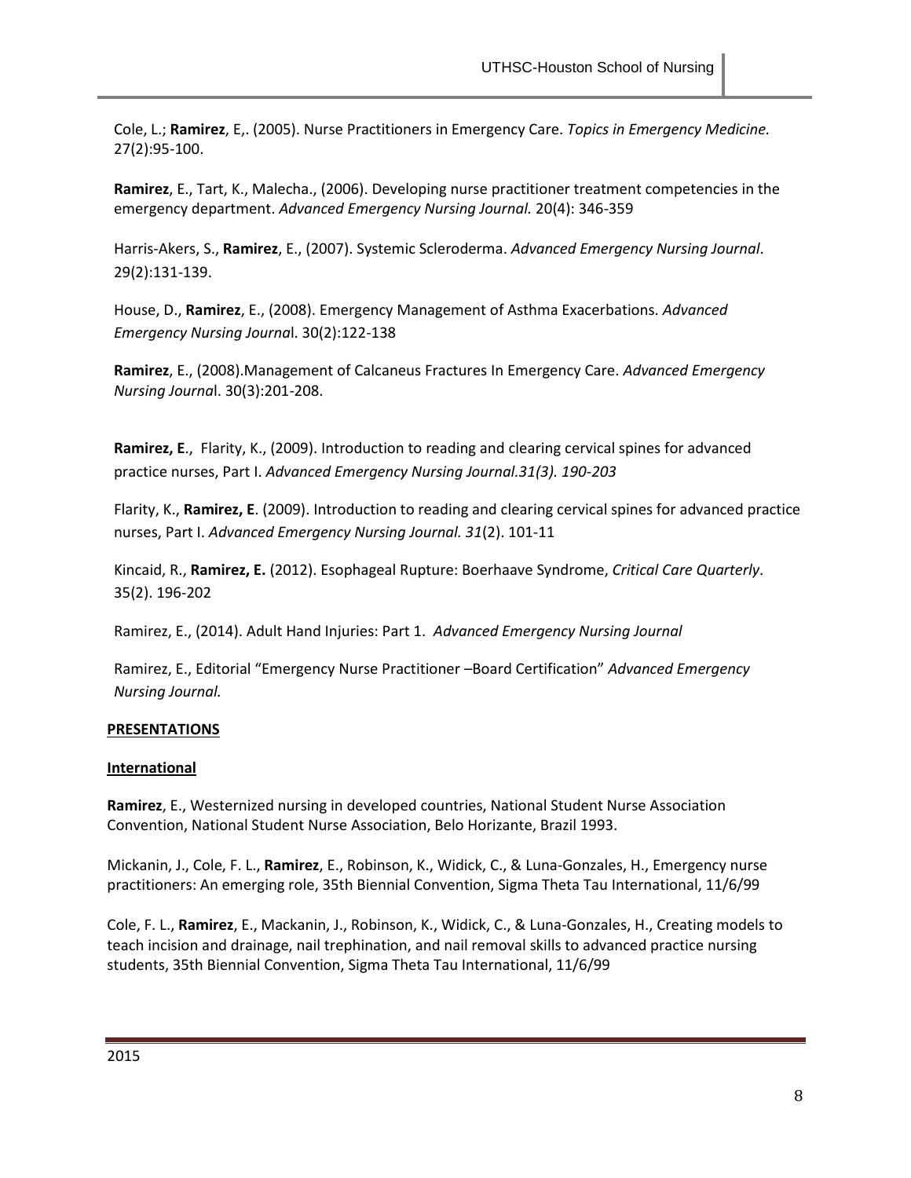Cole, L.; **Ramirez**, E,. (2005). Nurse Practitioners in Emergency Care. *Topics in Emergency Medicine.* 27(2):95-100.

**Ramirez**, E., Tart, K., Malecha., (2006). Developing nurse practitioner treatment competencies in the emergency department. *Advanced Emergency Nursing Journal.* 20(4): 346-359

Harris-Akers, S., **Ramirez**, E., (2007). Systemic Scleroderma. *Advanced Emergency Nursing Journal*. 29(2):131-139.

House, D., **Ramirez**, E., (2008). Emergency Management of Asthma Exacerbations. *Advanced Emergency Nursing Journa*l. 30(2):122-138

**Ramirez**, E., (2008).Management of Calcaneus Fractures In Emergency Care. *Advanced Emergency Nursing Journa*l. 30(3):201-208.

**Ramirez, E**., Flarity, K., (2009). Introduction to reading and clearing cervical spines for advanced practice nurses, Part I. *Advanced Emergency Nursing Journal.31(3). 190-203*

Flarity, K., **Ramirez, E**. (2009). Introduction to reading and clearing cervical spines for advanced practice nurses, Part I. *Advanced Emergency Nursing Journal. 31*(2). 101-11

Kincaid, R., **Ramirez, E.** (2012). Esophageal Rupture: Boerhaave Syndrome, *Critical Care Quarterly*. 35(2). 196-202

Ramirez, E., (2014). Adult Hand Injuries: Part 1. *Advanced Emergency Nursing Journal*

Ramirez, E., Editorial "Emergency Nurse Practitioner –Board Certification" *Advanced Emergency Nursing Journal.*

**PRESENTATIONS**

**International**

**Ramirez**, E., Westernized nursing in developed countries, National Student Nurse Association Convention, National Student Nurse Association, Belo Horizante, Brazil 1993.

Mickanin, J., Cole, F. L., **Ramirez**, E., Robinson, K., Widick, C., & Luna-Gonzales, H., Emergency nurse practitioners: An emerging role, 35th Biennial Convention, Sigma Theta Tau International, 11/6/99

Cole, F. L., **Ramirez**, E., Mackanin, J., Robinson, K., Widick, C., & Luna-Gonzales, H., Creating models to teach incision and drainage, nail trephination, and nail removal skills to advanced practice nursing students, 35th Biennial Convention, Sigma Theta Tau International, 11/6/99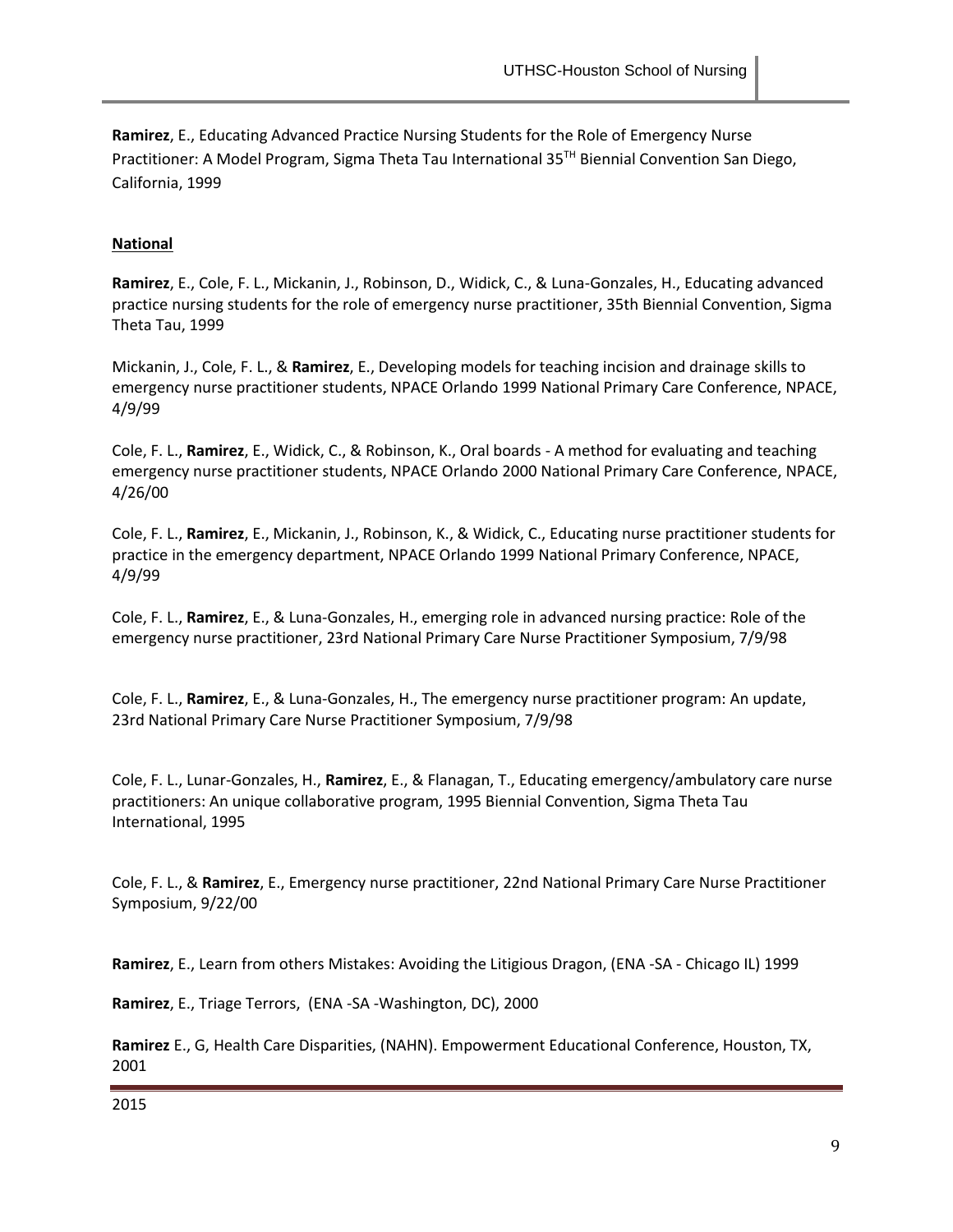**Ramirez**, E., Educating Advanced Practice Nursing Students for the Role of Emergency Nurse Practitioner: A Model Program, Sigma Theta Tau International 35[TH] Biennial Convention San Diego, California, 1999

## National

**Ramirez**, E., Cole, F. L., Mickanin, J., Robinson, D., Widick, C., & Luna-Gonzales, H., Educating advanced practice nursing students for the role of emergency nurse practitioner, 35th Biennial Convention, Sigma Theta Tau, 1999

Mickanin, J., Cole, F. L., & **Ramirez**, E., Developing models for teaching incision and drainage skills to emergency nurse practitioner students, NPACE Orlando 1999 National Primary Care Conference, NPACE, 4/9/99

Cole, F. L., **Ramirez**, E., Widick, C., & Robinson, K., Oral boards - A method for evaluating and teaching emergency nurse practitioner students, NPACE Orlando 2000 National Primary Care Conference, NPACE, 4/26/00

Cole, F. L., **Ramirez**, E., Mickanin, J., Robinson, K., & Widick, C., Educating nurse practitioner students for practice in the emergency department, NPACE Orlando 1999 National Primary Conference, NPACE, 4/9/99

Cole, F. L., **Ramirez**, E., & Luna-Gonzales, H., emerging role in advanced nursing practice: Role of the emergency nurse practitioner, 23rd National Primary Care Nurse Practitioner Symposium, 7/9/98

Cole, F. L., **Ramirez**, E., & Luna-Gonzales, H., The emergency nurse practitioner program: An update, 23rd National Primary Care Nurse Practitioner Symposium, 7/9/98

Cole, F. L., Lunar-Gonzales, H., **Ramirez**, E., & Flanagan, T., Educating emergency/ambulatory care nurse practitioners: An unique collaborative program, 1995 Biennial Convention, Sigma Theta Tau International, 1995

Cole, F. L., & **Ramirez**, E., Emergency nurse practitioner, 22nd National Primary Care Nurse Practitioner Symposium, 9/22/00

**Ramirez**, E., Learn from others Mistakes: Avoiding the Litigious Dragon, (ENA -SA - Chicago IL) 1999

**Ramirez**, E., Triage Terrors, (ENA -SA -Washington, DC), 2000

**Ramirez** E., G, Health Care Disparities, (NAHN). Empowerment Educational Conference, Houston, TX, 2001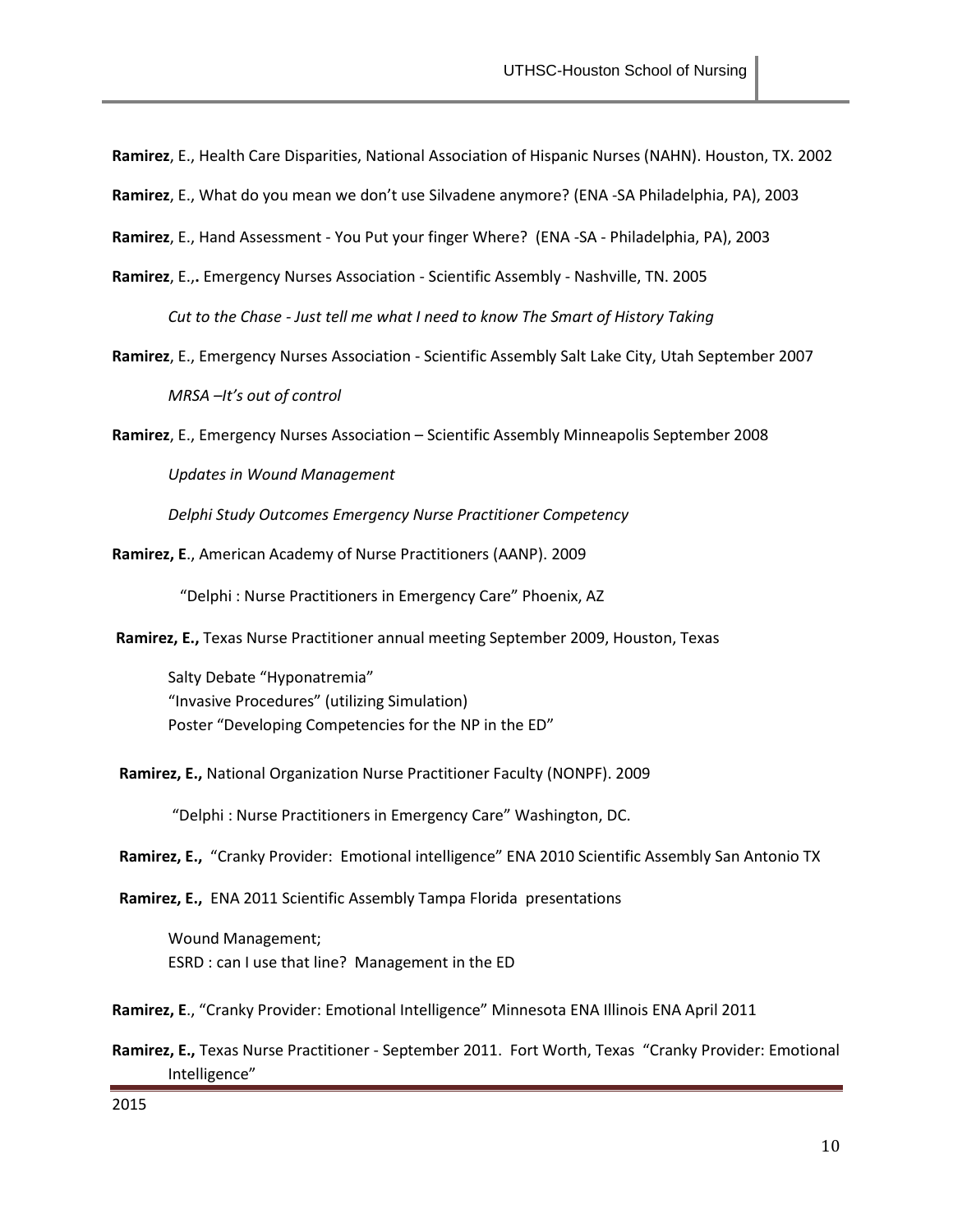**Ramirez**, E., Health Care Disparities, National Association of Hispanic Nurses (NAHN). Houston, TX. 2002

**Ramirez**, E., What do you mean we don't use Silvadene anymore? (ENA -SA Philadelphia, PA), 2003

**Ramirez**, E., Hand Assessment - You Put your finger Where? (ENA -SA - Philadelphia, PA), 2003

**Ramirez**, E.,**.** Emergency Nurses Association - Scientific Assembly - Nashville, TN. 2005

*Cut to the Chase - Just tell me what I need to know The Smart of History Taking*

**Ramirez**, E., Emergency Nurses Association - Scientific Assembly Salt Lake City, Utah September 2007

*MRSA –It's out of control*

**Ramirez**, E., Emergency Nurses Association – Scientific Assembly Minneapolis September 2008

*Updates in Wound Management*

*Delphi Study Outcomes Emergency Nurse Practitioner Competency*

**Ramirez, E**., American Academy of Nurse Practitioners (AANP). 2009

"Delphi : Nurse Practitioners in Emergency Care" Phoenix, AZ

**Ramirez, E.,** Texas Nurse Practitioner annual meeting September 2009, Houston, Texas

Salty Debate "Hyponatremia"
"Invasive Procedures" (utilizing Simulation)
Poster "Developing Competencies for the NP in the ED"

**Ramirez, E.,** National Organization Nurse Practitioner Faculty (NONPF). 2009

"Delphi : Nurse Practitioners in Emergency Care" Washington, DC.

**Ramirez, E.,** "Cranky Provider: Emotional intelligence" ENA 2010 Scientific Assembly San Antonio TX

**Ramirez, E.,** ENA 2011 Scientific Assembly Tampa Florida presentations

Wound Management;
ESRD : can I use that line? Management in the ED

**Ramirez, E**., "Cranky Provider: Emotional Intelligence" Minnesota ENA Illinois ENA April 2011

**Ramirez, E.,** Texas Nurse Practitioner - September 2011. Fort Worth, Texas "Cranky Provider: Emotional Intelligence"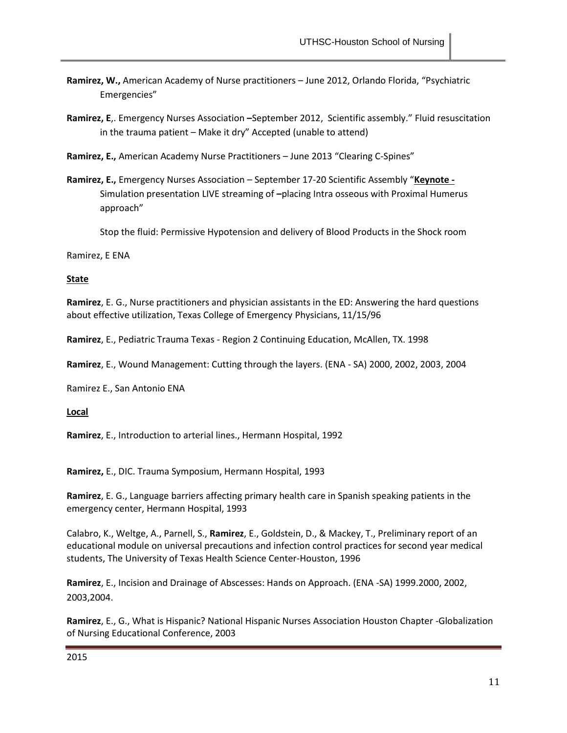**Ramirez, W.,** American Academy of Nurse practitioners – June 2012, Orlando Florida, “Psychiatric Emergencies”

**Ramirez, E**,. Emergency Nurses Association **–**September 2012, Scientific assembly.” Fluid resuscitation in the trauma patient – Make it dry” Accepted (unable to attend)

**Ramirez, E.,** American Academy Nurse Practitioners – June 2013 “Clearing C-Spines”

**Ramirez, E.,** Emergency Nurses Association – September 17-20 Scientific Assembly “**Keynote -** Simulation presentation LIVE streaming of **–**placing Intra osseous with Proximal Humerus approach”

Stop the fluid: Permissive Hypotension and delivery of Blood Products in the Shock room

Ramirez, E ENA

**State**

**Ramirez**, E. G., Nurse practitioners and physician assistants in the ED: Answering the hard questions about effective utilization, Texas College of Emergency Physicians, 11/15/96

**Ramirez**, E., Pediatric Trauma Texas - Region 2 Continuing Education, McAllen, TX. 1998

**Ramirez**, E., Wound Management: Cutting through the layers. (ENA - SA) 2000, 2002, 2003, 2004

Ramirez E., San Antonio ENA

**Local**

**Ramirez**, E., Introduction to arterial lines., Hermann Hospital, 1992

**Ramirez,** E., DIC. Trauma Symposium, Hermann Hospital, 1993

**Ramirez**, E. G., Language barriers affecting primary health care in Spanish speaking patients in the emergency center, Hermann Hospital, 1993

Calabro, K., Weltge, A., Parnell, S., **Ramirez**, E., Goldstein, D., & Mackey, T., Preliminary report of an educational module on universal precautions and infection control practices for second year medical students, The University of Texas Health Science Center-Houston, 1996

**Ramirez**, E., Incision and Drainage of Abscesses: Hands on Approach. (ENA -SA) 1999.2000, 2002, 2003,2004.

**Ramirez**, E., G., What is Hispanic? National Hispanic Nurses Association Houston Chapter -Globalization of Nursing Educational Conference, 2003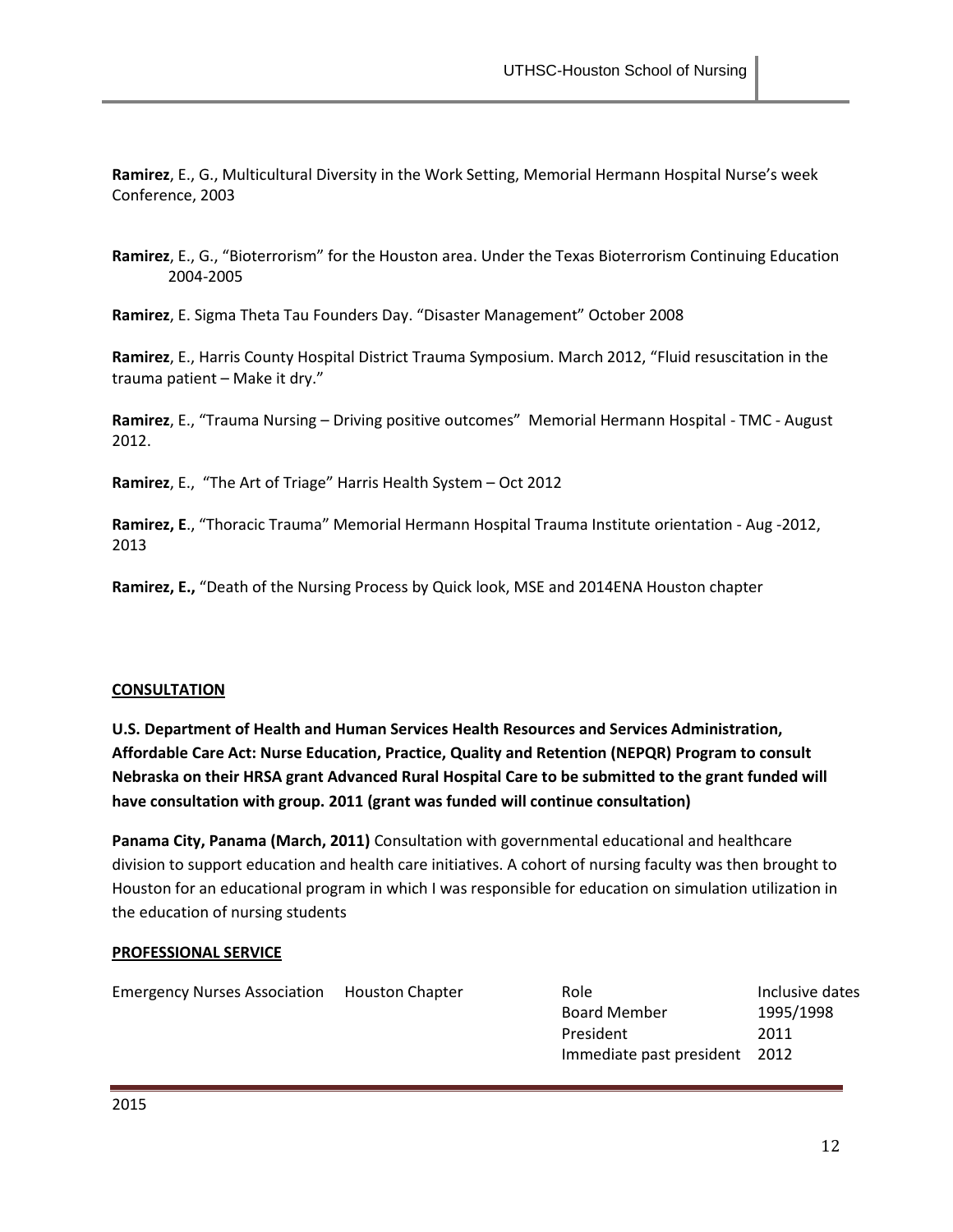**Ramirez**, E., G., Multicultural Diversity in the Work Setting, Memorial Hermann Hospital Nurse's week Conference, 2003

**Ramirez**, E., G., "Bioterrorism" for the Houston area. Under the Texas Bioterrorism Continuing Education 2004-2005

**Ramirez**, E. Sigma Theta Tau Founders Day. "Disaster Management" October 2008

**Ramirez**, E., Harris County Hospital District Trauma Symposium. March 2012, "Fluid resuscitation in the trauma patient – Make it dry."

**Ramirez**, E., "Trauma Nursing – Driving positive outcomes" Memorial Hermann Hospital - TMC - August 2012.

**Ramirez**, E., "The Art of Triage" Harris Health System – Oct 2012

**Ramirez, E**., "Thoracic Trauma" Memorial Hermann Hospital Trauma Institute orientation - Aug -2012, 2013

**Ramirez, E.,** "Death of the Nursing Process by Quick look, MSE and 2014ENA Houston chapter

## CONSULTATION

**U.S. Department of Health and Human Services Health Resources and Services Administration, Affordable Care Act: Nurse Education, Practice, Quality and Retention (NEPQR) Program to consult Nebraska on their HRSA grant Advanced Rural Hospital Care to be submitted to the grant funded will have consultation with group. 2011 (grant was funded will continue consultation)**

**Panama City, Panama (March, 2011)** Consultation with governmental educational and healthcare division to support education and health care initiatives. A cohort of nursing faculty was then brought to Houston for an educational program in which I was responsible for education on simulation utilization in the education of nursing students

## PROFESSIONAL SERVICE

| Emergency Nurses Association | Houston Chapter | Role | Inclusive dates |
|---|---|---|---|
| | | Board Member | 1995/1998 |
| | | President | 2011 |
| | | Immediate past president | 2012 |

2015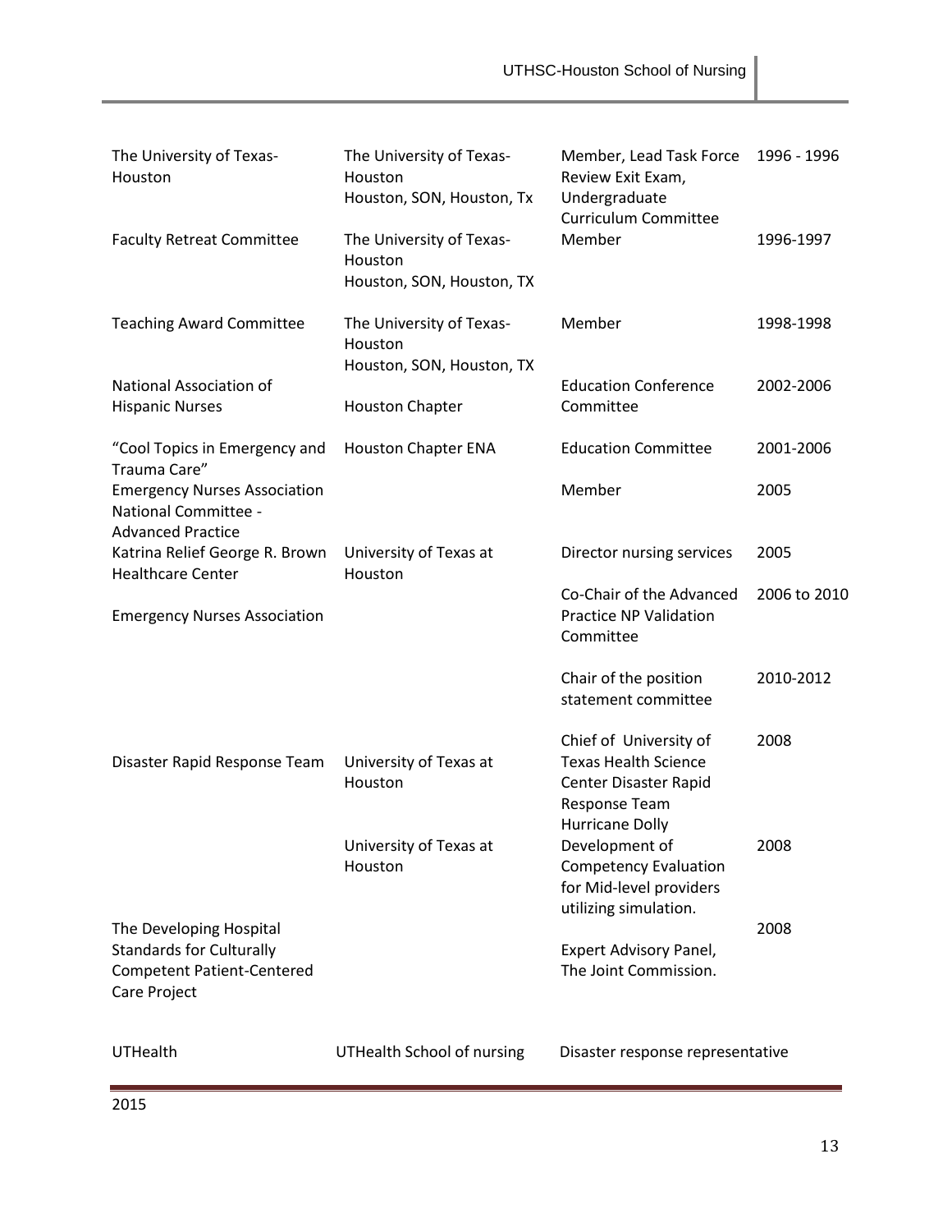| | | | |
|---|---|---|---|
| The University of Texas-Houston | The University of Texas-Houston<br>Houston, SON, Houston, Tx | Member, Lead Task Force Review Exit Exam, Undergraduate Curriculum Committee | 1996 - 1996 |
| Faculty Retreat Committee | The University of Texas-Houston<br>Houston, SON, Houston, TX | Member | 1996-1997 |
| Teaching Award Committee | The University of Texas-Houston<br>Houston, SON, Houston, TX | Member | 1998-1998 |
| National Association of Hispanic Nurses | Houston Chapter | Education Conference Committee | 2002-2006 |
| "Cool Topics in Emergency and Trauma Care" | Houston Chapter ENA | Education Committee | 2001-2006 |
| Emergency Nurses Association National Committee - Advanced Practice | | Member | 2005 |
| Katrina Relief George R. Brown Healthcare Center | University of Texas at Houston | Director nursing services | 2005 |
| Emergency Nurses Association | | Co-Chair of the Advanced Practice NP Validation Committee | 2006 to 2010 |
| | | Chair of the position statement committee | 2010-2012 |
| Disaster Rapid Response Team | University of Texas at Houston | Chief of University of Texas Health Science Center Disaster Rapid Response Team Hurricane Dolly | 2008 |
| | University of Texas at Houston | Development of Competency Evaluation for Mid-level providers utilizing simulation. | 2008 |
| The Developing Hospital Standards for Culturally Competent Patient-Centered Care Project | | Expert Advisory Panel, The Joint Commission. | 2008 |
| UTHealth | UTHealth School of nursing | Disaster response representative | |

2015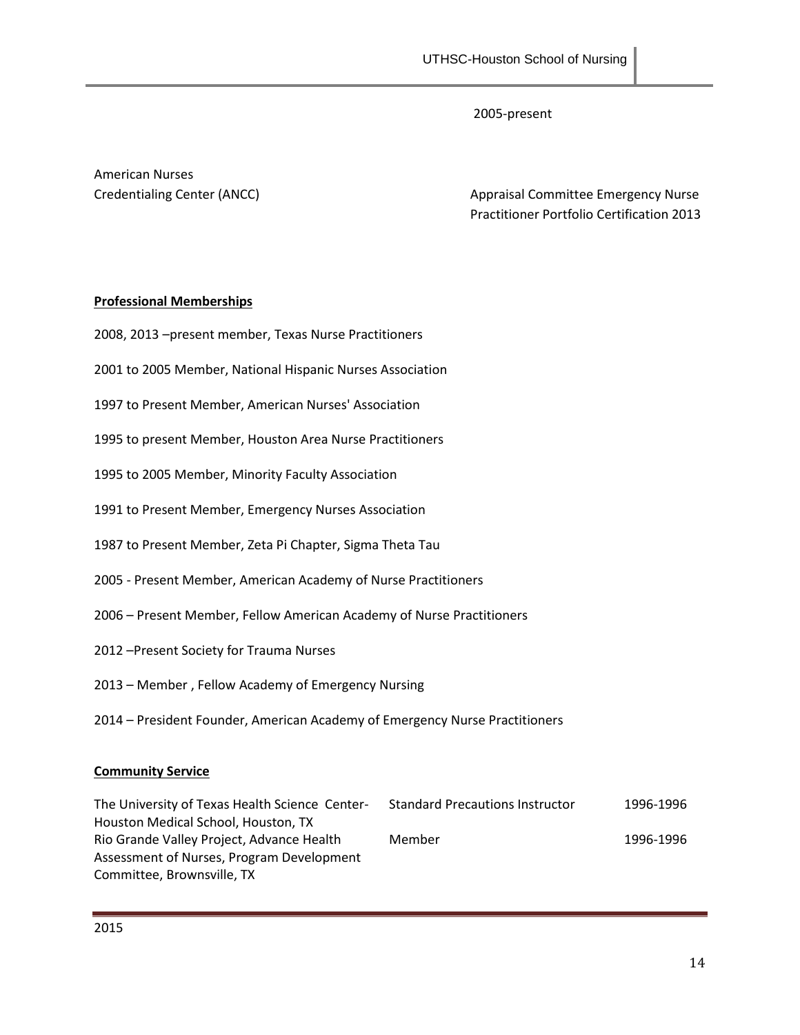2005-present

| | |
|---|---|
| American Nurses Credentialing Center (ANCC) | Appraisal Committee Emergency Nurse Practitioner Portfolio Certification 2013 |

**Professional Memberships**

2008, 2013 –present member, Texas Nurse Practitioners

2001 to 2005 Member, National Hispanic Nurses Association

1997 to Present Member, American Nurses' Association

1995 to present Member, Houston Area Nurse Practitioners

1995 to 2005 Member, Minority Faculty Association

1991 to Present Member, Emergency Nurses Association

1987 to Present Member, Zeta Pi Chapter, Sigma Theta Tau

2005 - Present Member, American Academy of Nurse Practitioners

2006 – Present Member, Fellow American Academy of Nurse Practitioners

2012 –Present Society for Trauma Nurses

2013 – Member , Fellow Academy of Emergency Nursing

2014 – President Founder, American Academy of Emergency Nurse Practitioners

**Community Service**

| | | |
|---|---|---|
| The University of Texas Health Science Center-Houston Medical School, Houston, TX | Standard Precautions Instructor | 1996-1996 |
| Rio Grande Valley Project, Advance Health Assessment of Nurses, Program Development Committee, Brownsville, TX | Member | 1996-1996 |

2015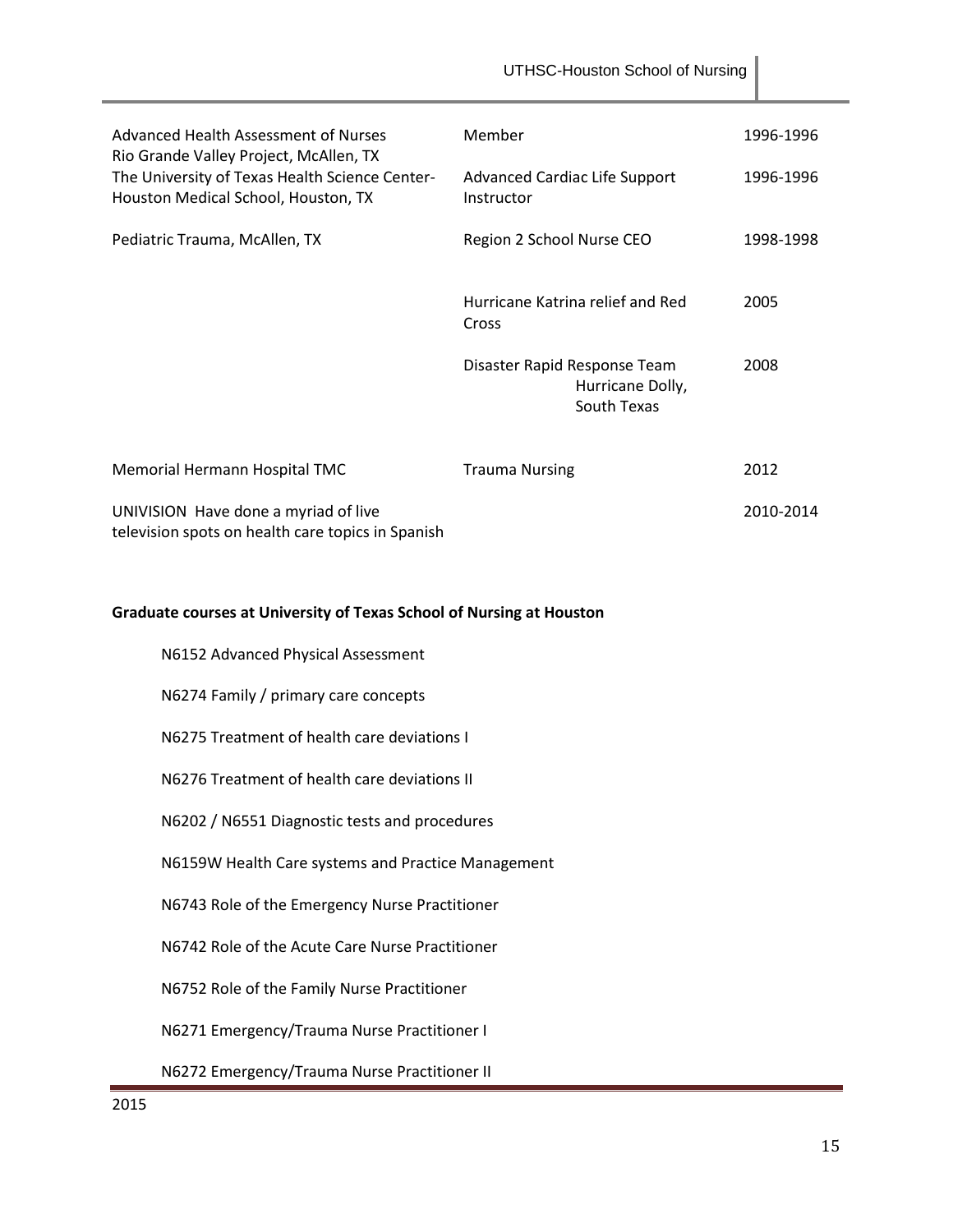| | | |
|---|---|---|
| Advanced Health Assessment of Nurses Rio Grande Valley Project, McAllen, TX | Member | 1996-1996 |
| The University of Texas Health Science Center-Houston Medical School, Houston, TX | Advanced Cardiac Life Support Instructor | 1996-1996 |
| Pediatric Trauma, McAllen, TX | Region 2 School Nurse CEO | 1998-1998 |
| | Hurricane Katrina relief and Red Cross | 2005 |
| | Disaster Rapid Response Team Hurricane Dolly, South Texas | 2008 |
| Memorial Hermann Hospital TMC | Trauma Nursing | 2012 |
| UNIVISION Have done a myriad of live television spots on health care topics in Spanish | | 2010-2014 |

**Graduate courses at University of Texas School of Nursing at Houston**

N6152 Advanced Physical Assessment

N6274 Family / primary care concepts

N6275 Treatment of health care deviations I

N6276 Treatment of health care deviations II

N6202 / N6551 Diagnostic tests and procedures

N6159W Health Care systems and Practice Management

N6743 Role of the Emergency Nurse Practitioner

N6742 Role of the Acute Care Nurse Practitioner

N6752 Role of the Family Nurse Practitioner

N6271 Emergency/Trauma Nurse Practitioner I

N6272 Emergency/Trauma Nurse Practitioner II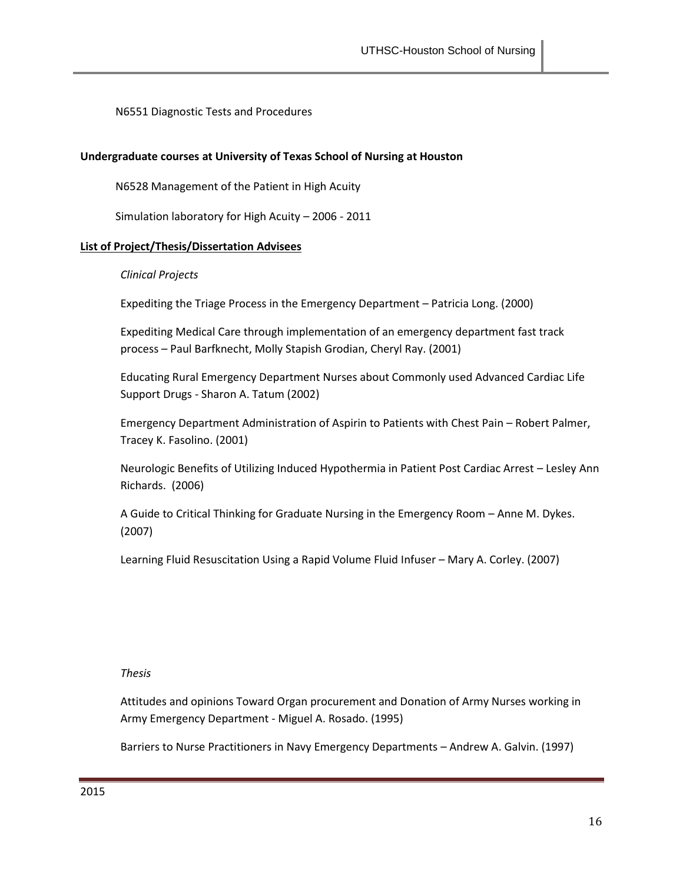N6551 Diagnostic Tests and Procedures

**Undergraduate courses at University of Texas School of Nursing at Houston**

N6528 Management of the Patient in High Acuity

Simulation laboratory for High Acuity – 2006 - 2011

**List of Project/Thesis/Dissertation Advisees**

*Clinical Projects*

Expediting the Triage Process in the Emergency Department – Patricia Long. (2000)

Expediting Medical Care through implementation of an emergency department fast track process – Paul Barfknecht, Molly Stapish Grodian, Cheryl Ray. (2001)

Educating Rural Emergency Department Nurses about Commonly used Advanced Cardiac Life Support Drugs - Sharon A. Tatum (2002)

Emergency Department Administration of Aspirin to Patients with Chest Pain – Robert Palmer, Tracey K. Fasolino. (2001)

Neurologic Benefits of Utilizing Induced Hypothermia in Patient Post Cardiac Arrest – Lesley Ann Richards. (2006)

A Guide to Critical Thinking for Graduate Nursing in the Emergency Room – Anne M. Dykes. (2007)

Learning Fluid Resuscitation Using a Rapid Volume Fluid Infuser – Mary A. Corley. (2007)

*Thesis*

Attitudes and opinions Toward Organ procurement and Donation of Army Nurses working in Army Emergency Department - Miguel A. Rosado. (1995)

Barriers to Nurse Practitioners in Navy Emergency Departments – Andrew A. Galvin. (1997)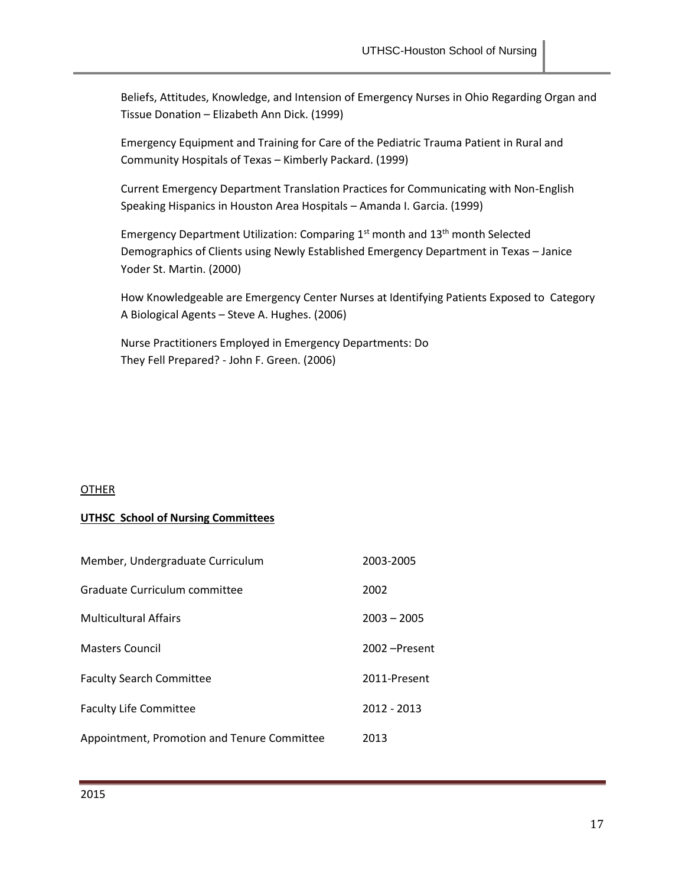Beliefs, Attitudes, Knowledge, and Intension of Emergency Nurses in Ohio Regarding Organ and Tissue Donation – Elizabeth Ann Dick. (1999)

Emergency Equipment and Training for Care of the Pediatric Trauma Patient in Rural and Community Hospitals of Texas – Kimberly Packard. (1999)

Current Emergency Department Translation Practices for Communicating with Non-English Speaking Hispanics in Houston Area Hospitals – Amanda I. Garcia. (1999)

Emergency Department Utilization: Comparing 1st month and 13th month Selected Demographics of Clients using Newly Established Emergency Department in Texas – Janice Yoder St. Martin. (2000)

How Knowledgeable are Emergency Center Nurses at Identifying Patients Exposed to Category A Biological Agents – Steve A. Hughes. (2006)

Nurse Practitioners Employed in Emergency Departments: Do They Fell Prepared? - John F. Green. (2006)

OTHER

**UTHSC School of Nursing Committees**

| | |
|---|---|
| Member, Undergraduate Curriculum | 2003-2005 |
| Graduate Curriculum committee | 2002 |
| Multicultural Affairs | 2003 – 2005 |
| Masters Council | 2002 –Present |
| Faculty Search Committee | 2011-Present |
| Faculty Life Committee | 2012 - 2013 |
| Appointment, Promotion and Tenure Committee | 2013 |